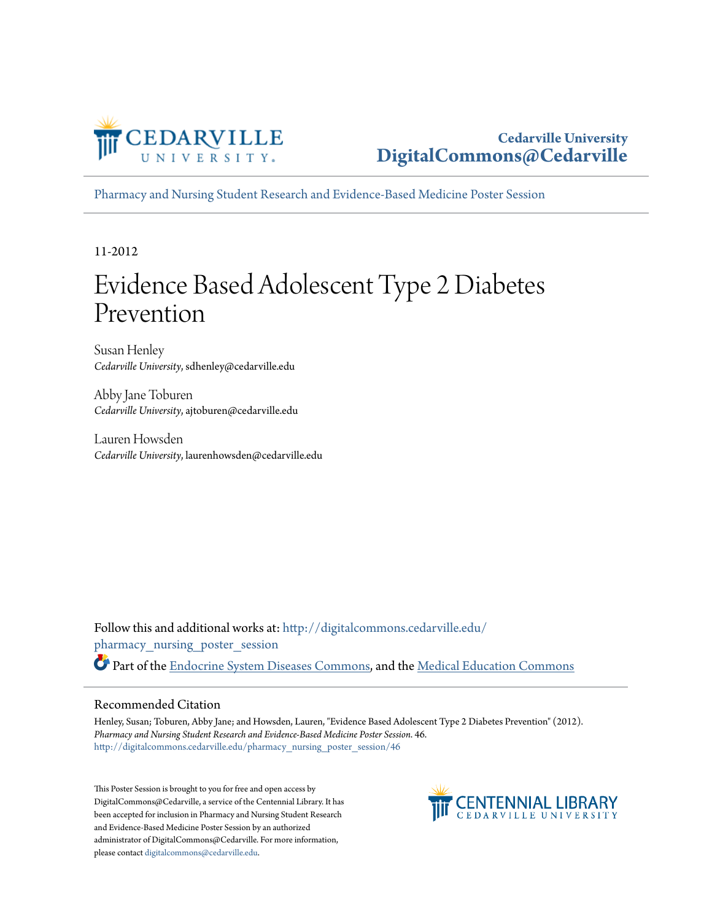Cedarville University
DigitalCommons@Cedarville

Pharmacy and Nursing Student Research and Evidence-Based Medicine Poster Session

11-2012

# Evidence Based Adolescent Type 2 Diabetes Prevention

Susan Henley
*Cedarville University*, sdhenley@cedarville.edu

Abby Jane Toburen
*Cedarville University*, ajtoburen@cedarville.edu

Lauren Howsden
*Cedarville University*, laurenhowsden@cedarville.edu

Follow this and additional works at: http://digitalcommons.cedarville.edu/pharmacy_nursing_poster_session

Part of the Endocrine System Diseases Commons, and the Medical Education Commons

## Recommended Citation

Henley, Susan; Toburen, Abby Jane; and Howsden, Lauren, "Evidence Based Adolescent Type 2 Diabetes Prevention" (2012). *Pharmacy and Nursing Student Research and Evidence-Based Medicine Poster Session*. 46.
http://digitalcommons.cedarville.edu/pharmacy_nursing_poster_session/46

This Poster Session is brought to you for free and open access by DigitalCommons@Cedarville, a service of the Centennial Library. It has been accepted for inclusion in Pharmacy and Nursing Student Research and Evidence-Based Medicine Poster Session by an authorized administrator of DigitalCommons@Cedarville. For more information, please contact digitalcommons@cedarville.edu.

CENTENNIAL LIBRARY
CEDARVILLE UNIVERSITY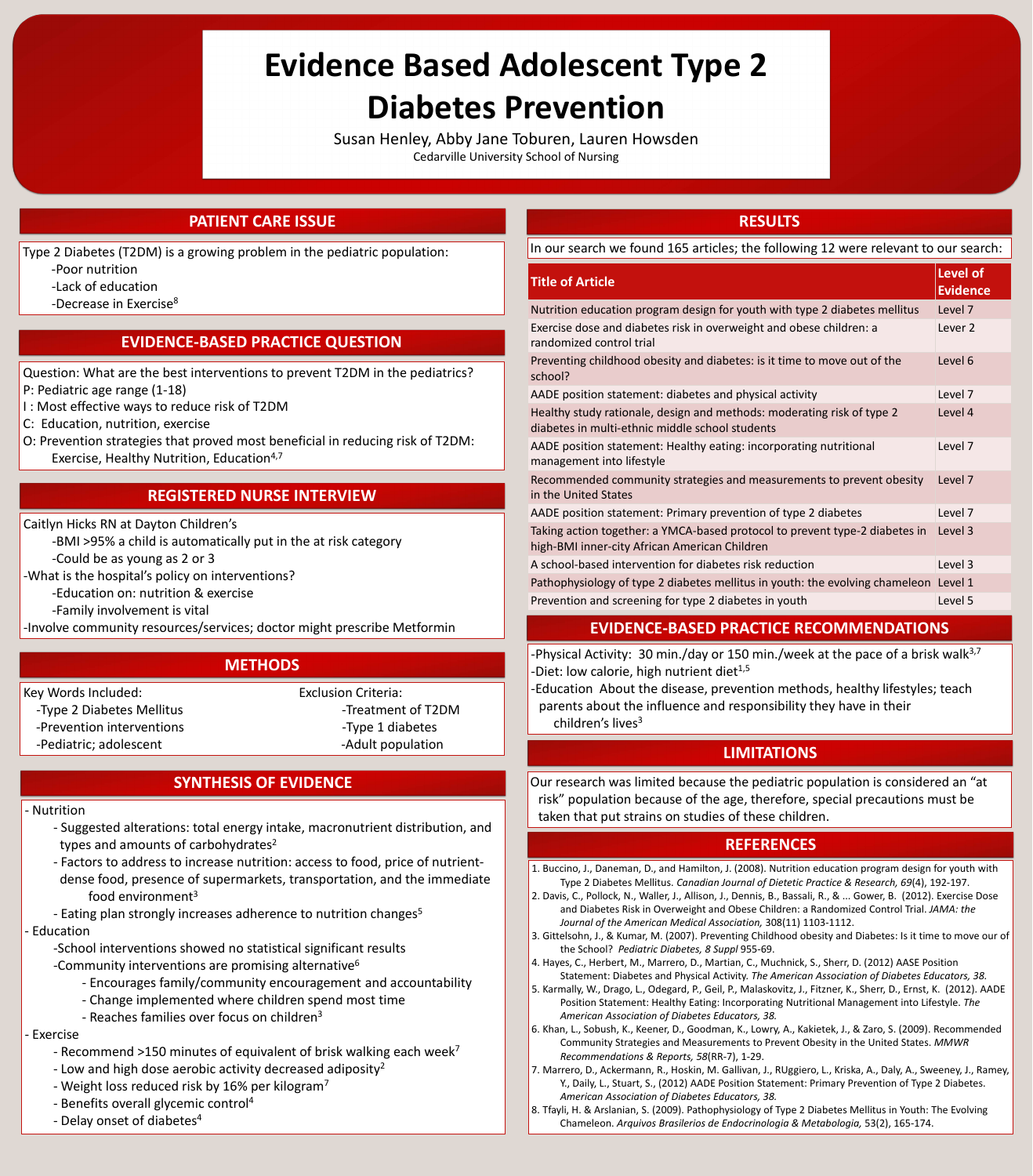# Evidence Based Adolescent Type 2 Diabetes Prevention

Susan Henley, Abby Jane Toburen, Lauren Howsden

Cedarville University School of Nursing

## PATIENT CARE ISSUE

Type 2 Diabetes (T2DM) is a growing problem in the pediatric population:

- -Poor nutrition
- -Lack of education
- -Decrease in Exercise[8]

## EVIDENCE-BASED PRACTICE QUESTION

Question: What are the best interventions to prevent T2DM in the pediatrics?

P: Pediatric age range (1-18)

I : Most effective ways to reduce risk of T2DM

C: Education, nutrition, exercise

O: Prevention strategies that proved most beneficial in reducing risk of T2DM: Exercise, Healthy Nutrition, Education[4,7]

## REGISTERED NURSE INTERVIEW

Caitlyn Hicks RN at Dayton Children's

- -BMI >95% a child is automatically put in the at risk category
- -Could be as young as 2 or 3

-What is the hospital's policy on interventions?

- -Education on: nutrition & exercise
- -Family involvement is vital

-Involve community resources/services; doctor might prescribe Metformin

## METHODS

Key Words Included:

- -Type 2 Diabetes Mellitus
- -Prevention interventions
- -Pediatric; adolescent

Exclusion Criteria:

- -Treatment of T2DM
- -Type 1 diabetes
- -Adult population

## SYNTHESIS OF EVIDENCE

- Nutrition
  - Suggested alterations: total energy intake, macronutrient distribution, and types and amounts of carbohydrates[2]
  - Factors to address to increase nutrition: access to food, price of nutrient-dense food, presence of supermarkets, transportation, and the immediate food environment[3]
  - Eating plan strongly increases adherence to nutrition changes[5]
- Education
  - -School interventions showed no statistical significant results
  - -Community interventions are promising alternative[6]
    - Encourages family/community encouragement and accountability
    - Change implemented where children spend most time
    - Reaches families over focus on children[3]
- Exercise
  - Recommend >150 minutes of equivalent of brisk walking each week[7]
  - Low and high dose aerobic activity decreased adiposity[2]
  - Weight loss reduced risk by 16% per kilogram[7]
  - Benefits overall glycemic control[4]
  - Delay onset of diabetes[4]

## RESULTS

In our search we found 165 articles; the following 12 were relevant to our search:

| Title of Article | Level of Evidence |
|---|---|
| Nutrition education program design for youth with type 2 diabetes mellitus | Level 7 |
| Exercise dose and diabetes risk in overweight and obese children: a randomized control trial | Lever 2 |
| Preventing childhood obesity and diabetes: is it time to move out of the school? | Level 6 |
| AADE position statement: diabetes and physical activity | Level 7 |
| Healthy study rationale, design and methods: moderating risk of type 2 diabetes in multi-ethnic middle school students | Level 4 |
| AADE position statement: Healthy eating: incorporating nutritional management into lifestyle | Level 7 |
| Recommended community strategies and measurements to prevent obesity in the United States | Level 7 |
| AADE position statement: Primary prevention of type 2 diabetes | Level 7 |
| Taking action together: a YMCA-based protocol to prevent type-2 diabetes in high-BMI inner-city African American Children | Level 3 |
| A school-based intervention for diabetes risk reduction | Level 3 |
| Pathophysiology of type 2 diabetes mellitus in youth: the evolving chameleon | Level 1 |
| Prevention and screening for type 2 diabetes in youth | Level 5 |

## EVIDENCE-BASED PRACTICE RECOMMENDATIONS

-Physical Activity: 30 min./day or 150 min./week at the pace of a brisk walk[3,7]

-Diet: low calorie, high nutrient diet[1,5]

-Education About the disease, prevention methods, healthy lifestyles; teach parents about the influence and responsibility they have in their children's lives[3]

## LIMITATIONS

Our research was limited because the pediatric population is considered an "at risk" population because of the age, therefore, special precautions must be taken that put strains on studies of these children.

## REFERENCES

1. Buccino, J., Daneman, D., and Hamilton, J. (2008). Nutrition education program design for youth with Type 2 Diabetes Mellitus. *Canadian Journal of Dietetic Practice & Research, 69*(4), 192-197.
2. Davis, C., Pollock, N., Waller, J., Allison, J., Dennis, B., Bassali, R., & ... Gower, B. (2012). Exercise Dose and Diabetes Risk in Overweight and Obese Children: a Randomized Control Trial. *JAMA: the Journal of the American Medical Association,* 308(11) 1103-1112.
3. Gittelsohn, J., & Kumar, M. (2007). Preventing Childhood obesity and Diabetes: Is it time to move our of the School? *Pediatric Diabetes, 8 Suppl* 955-69.
4. Hayes, C., Herbert, M., Marrero, D., Martian, C., Muchnick, S., Sherr, D. (2012) AASE Position Statement: Diabetes and Physical Activity. *The American Association of Diabetes Educators, 38.*
5. Karmally, W., Drago, L., Odegard, P., Geil, P., Malaskovitz, J., Fitzner, K., Sherr, D., Ernst, K. (2012). AADE Position Statement: Healthy Eating: Incorporating Nutritional Management into Lifestyle. *The American Association of Diabetes Educators, 38.*
6. Khan, L., Sobush, K., Keener, D., Goodman, K., Lowry, A., Kakietek, J., & Zaro, S. (2009). Recommended Community Strategies and Measurements to Prevent Obesity in the United States. *MMWR Recommendations & Reports, 58*(RR-7), 1-29.
7. Marrero, D., Ackermann, R., Hoskin, M. Gallivan, J., RUggiero, L., Kriska, A., Daly, A., Sweeney, J., Ramey, Y., Daily, L., Stuart, S., (2012) AADE Position Statement: Primary Prevention of Type 2 Diabetes. *American Association of Diabetes Educators, 38.*
8. Tfayli, H. & Arslanian, S. (2009). Pathophysiology of Type 2 Diabetes Mellitus in Youth: The Evolving Chameleon. *Arquivos Brasilerios de Endocrinologia & Metabologia,* 53(2), 165-174.